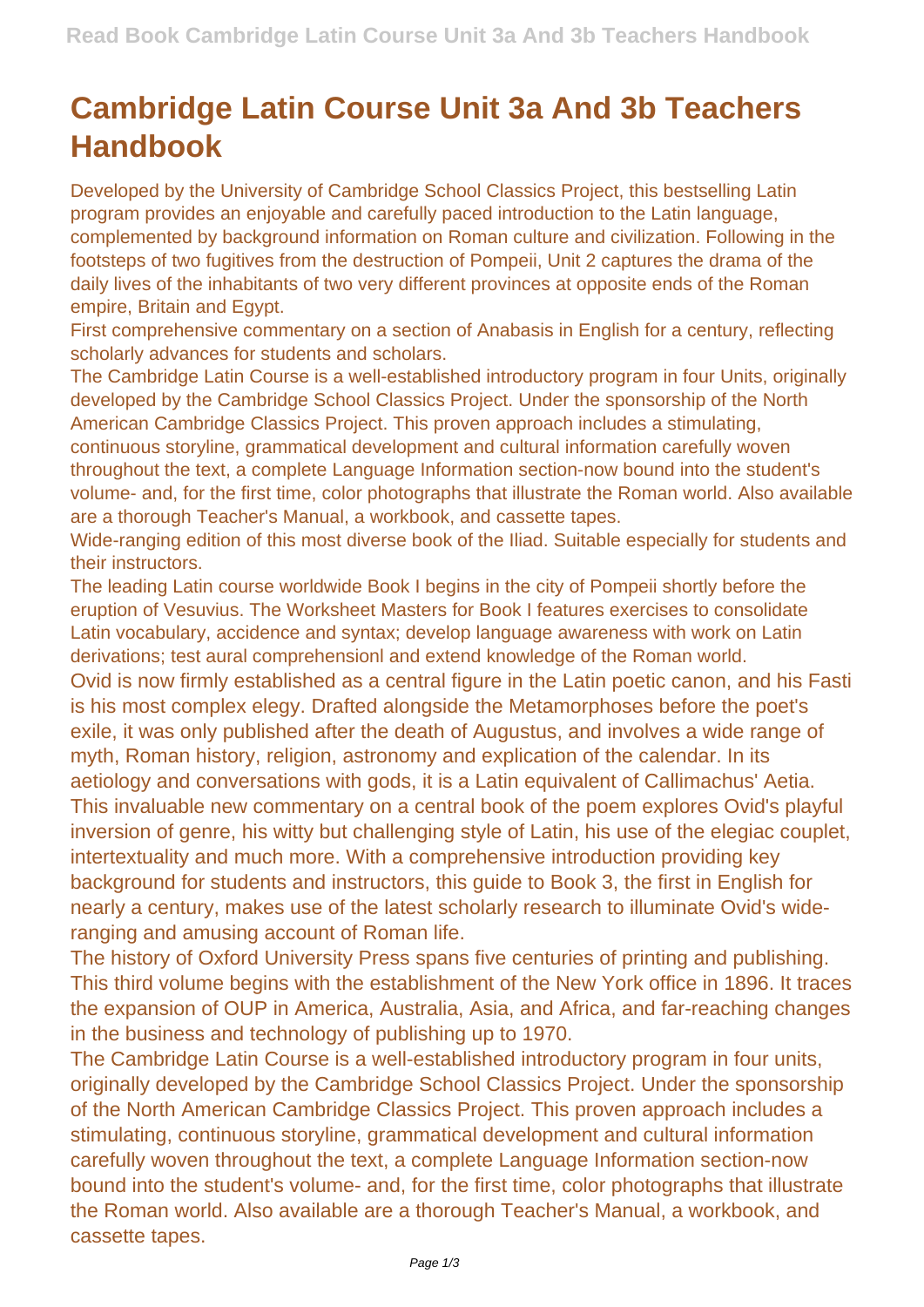# Cambridge Latin Course Unit 3a And 3b Teachers Handbook

Developed by the University of Cambridge School Classics Project, this bestselling Latin program provides an enjoyable and carefully paced introduction to the Latin language, complemented by background information on Roman culture and civilization. Following in the footsteps of two fugitives from the destruction of Pompeii, Unit 2 captures the drama of the daily lives of the inhabitants of two very different provinces at opposite ends of the Roman empire, Britain and Egypt.

First comprehensive commentary on a section of Anabasis in English for a century, reflecting scholarly advances for students and scholars.

The Cambridge Latin Course is a well-established introductory program in four Units, originally developed by the Cambridge School Classics Project. Under the sponsorship of the North American Cambridge Classics Project. This proven approach includes a stimulating, continuous storyline, grammatical development and cultural information carefully woven throughout the text, a complete Language Information section-now bound into the student's volume- and, for the first time, color photographs that illustrate the Roman world. Also available are a thorough Teacher's Manual, a workbook, and cassette tapes.

Wide-ranging edition of this most diverse book of the Iliad. Suitable especially for students and their instructors.

The leading Latin course worldwide Book I begins in the city of Pompeii shortly before the eruption of Vesuvius. The Worksheet Masters for Book I features exercises to consolidate Latin vocabulary, accidence and syntax; develop language awareness with work on Latin derivations; test aural comprehensionl and extend knowledge of the Roman world.

Ovid is now firmly established as a central figure in the Latin poetic canon, and his Fasti is his most complex elegy. Drafted alongside the Metamorphoses before the poet's exile, it was only published after the death of Augustus, and involves a wide range of myth, Roman history, religion, astronomy and explication of the calendar. In its aetiology and conversations with gods, it is a Latin equivalent of Callimachus' Aetia. This invaluable new commentary on a central book of the poem explores Ovid's playful inversion of genre, his witty but challenging style of Latin, his use of the elegiac couplet, intertextuality and much more. With a comprehensive introduction providing key background for students and instructors, this guide to Book 3, the first in English for nearly a century, makes use of the latest scholarly research to illuminate Ovid's wide-ranging and amusing account of Roman life.

The history of Oxford University Press spans five centuries of printing and publishing. This third volume begins with the establishment of the New York office in 1896. It traces the expansion of OUP in America, Australia, Asia, and Africa, and far-reaching changes in the business and technology of publishing up to 1970.

The Cambridge Latin Course is a well-established introductory program in four units, originally developed by the Cambridge School Classics Project. Under the sponsorship of the North American Cambridge Classics Project. This proven approach includes a stimulating, continuous storyline, grammatical development and cultural information carefully woven throughout the text, a complete Language Information section-now bound into the student's volume- and, for the first time, color photographs that illustrate the Roman world. Also available are a thorough Teacher's Manual, a workbook, and cassette tapes.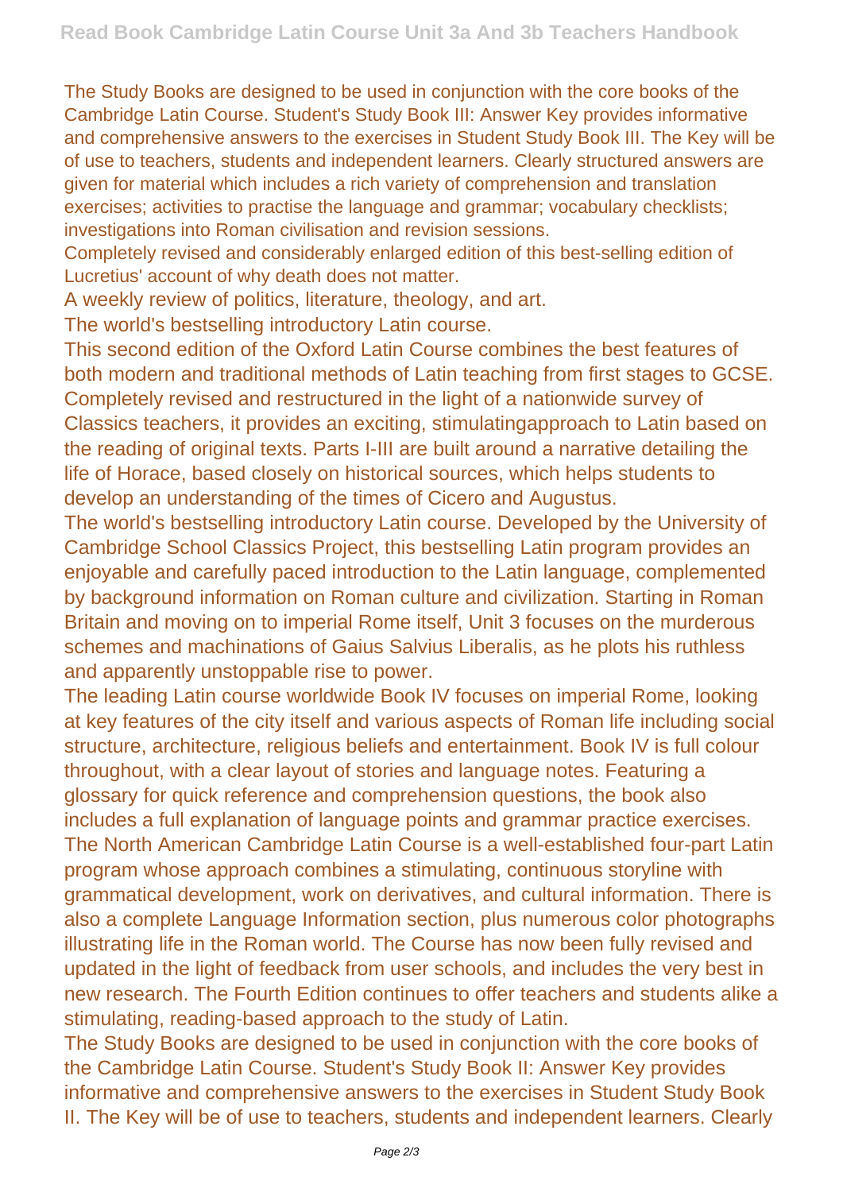The Study Books are designed to be used in conjunction with the core books of the Cambridge Latin Course. Student's Study Book III: Answer Key provides informative and comprehensive answers to the exercises in Student Study Book III. The Key will be of use to teachers, students and independent learners. Clearly structured answers are given for material which includes a rich variety of comprehension and translation exercises; activities to practise the language and grammar; vocabulary checklists; investigations into Roman civilisation and revision sessions.

Completely revised and considerably enlarged edition of this best-selling edition of Lucretius' account of why death does not matter.

A weekly review of politics, literature, theology, and art.

The world's bestselling introductory Latin course.

This second edition of the Oxford Latin Course combines the best features of both modern and traditional methods of Latin teaching from first stages to GCSE. Completely revised and restructured in the light of a nationwide survey of Classics teachers, it provides an exciting, stimulatingapproach to Latin based on the reading of original texts. Parts I-III are built around a narrative detailing the life of Horace, based closely on historical sources, which helps students to develop an understanding of the times of Cicero and Augustus.

The world's bestselling introductory Latin course. Developed by the University of Cambridge School Classics Project, this bestselling Latin program provides an enjoyable and carefully paced introduction to the Latin language, complemented by background information on Roman culture and civilization. Starting in Roman Britain and moving on to imperial Rome itself, Unit 3 focuses on the murderous schemes and machinations of Gaius Salvius Liberalis, as he plots his ruthless and apparently unstoppable rise to power.

The leading Latin course worldwide Book IV focuses on imperial Rome, looking at key features of the city itself and various aspects of Roman life including social structure, architecture, religious beliefs and entertainment. Book IV is full colour throughout, with a clear layout of stories and language notes. Featuring a glossary for quick reference and comprehension questions, the book also includes a full explanation of language points and grammar practice exercises.

The North American Cambridge Latin Course is a well-established four-part Latin program whose approach combines a stimulating, continuous storyline with grammatical development, work on derivatives, and cultural information. There is also a complete Language Information section, plus numerous color photographs illustrating life in the Roman world. The Course has now been fully revised and updated in the light of feedback from user schools, and includes the very best in new research. The Fourth Edition continues to offer teachers and students alike a stimulating, reading-based approach to the study of Latin.

The Study Books are designed to be used in conjunction with the core books of the Cambridge Latin Course. Student's Study Book II: Answer Key provides informative and comprehensive answers to the exercises in Student Study Book II. The Key will be of use to teachers, students and independent learners. Clearly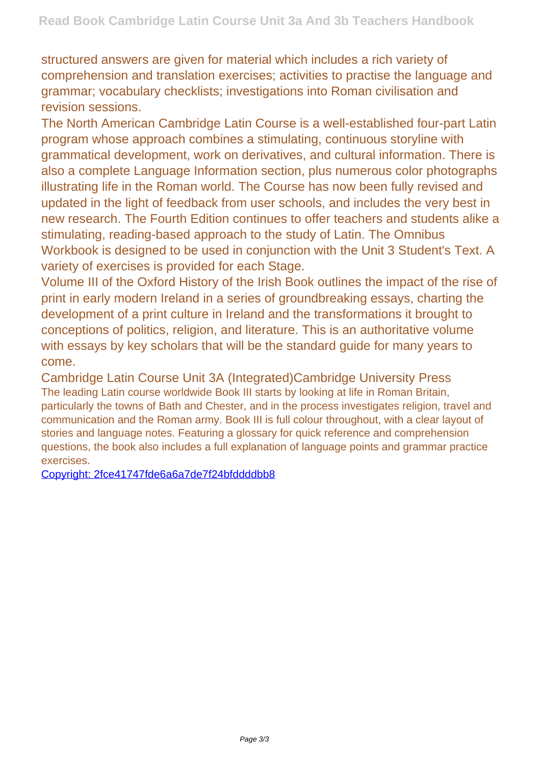structured answers are given for material which includes a rich variety of comprehension and translation exercises; activities to practise the language and grammar; vocabulary checklists; investigations into Roman civilisation and revision sessions.

The North American Cambridge Latin Course is a well-established four-part Latin program whose approach combines a stimulating, continuous storyline with grammatical development, work on derivatives, and cultural information. There is also a complete Language Information section, plus numerous color photographs illustrating life in the Roman world. The Course has now been fully revised and updated in the light of feedback from user schools, and includes the very best in new research. The Fourth Edition continues to offer teachers and students alike a stimulating, reading-based approach to the study of Latin. The Omnibus Workbook is designed to be used in conjunction with the Unit 3 Student's Text. A variety of exercises is provided for each Stage.

Volume III of the Oxford History of the Irish Book outlines the impact of the rise of print in early modern Ireland in a series of groundbreaking essays, charting the development of a print culture in Ireland and the transformations it brought to conceptions of politics, religion, and literature. This is an authoritative volume with essays by key scholars that will be the standard guide for many years to come.

Cambridge Latin Course Unit 3A (Integrated)Cambridge University Press

The leading Latin course worldwide Book III starts by looking at life in Roman Britain, particularly the towns of Bath and Chester, and in the process investigates religion, travel and communication and the Roman army. Book III is full colour throughout, with a clear layout of stories and language notes. Featuring a glossary for quick reference and comprehension questions, the book also includes a full explanation of language points and grammar practice exercises.

Copyright: 2fce41747fde6a6a7de7f24bfddddbb8